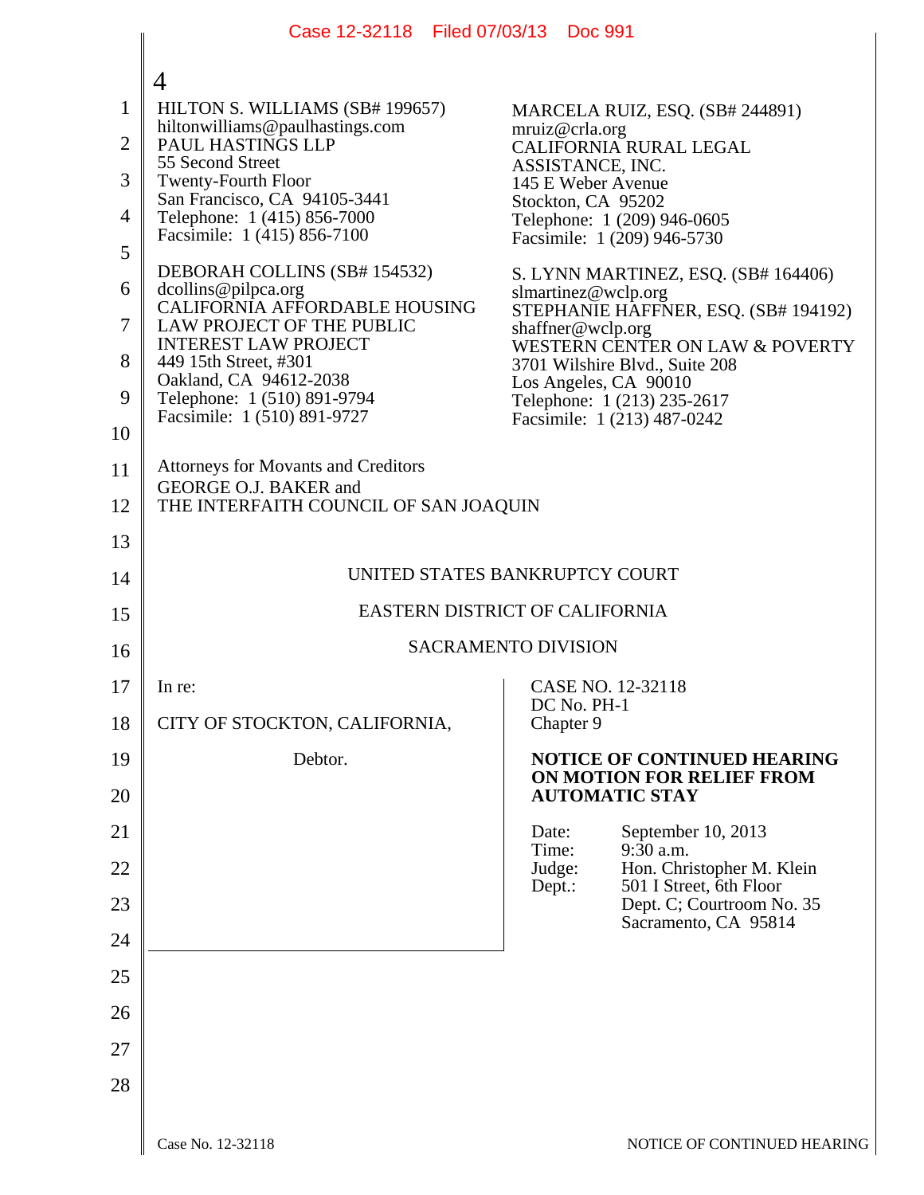HILTON S. WILLIAMS (SB# 199657)
hiltonwilliams@paulhastings.com
PAUL HASTINGS LLP
55 Second Street
Twenty-Fourth Floor
San Francisco, CA 94105-3441
Telephone: 1 (415) 856-7000
Facsimile: 1 (415) 856-7100

DEBORAH COLLINS (SB# 154532)
dcollins@pilpca.org
CALIFORNIA AFFORDABLE HOUSING
LAW PROJECT OF THE PUBLIC
INTEREST LAW PROJECT
449 15th Street, #301
Oakland, CA 94612-2038
Telephone: 1 (510) 891-9794
Facsimile: 1 (510) 891-9727

MARCELA RUIZ, ESQ. (SB# 244891)
mruiz@crla.org
CALIFORNIA RURAL LEGAL
ASSISTANCE, INC.
145 E Weber Avenue
Stockton, CA 95202
Telephone: 1 (209) 946-0605
Facsimile: 1 (209) 946-5730

S. LYNN MARTINEZ, ESQ. (SB# 164406)
slmartinez@wclp.org
STEPHANIE HAFFNER, ESQ. (SB# 194192)
shaffner@wclp.org
WESTERN CENTER ON LAW & POVERTY
3701 Wilshire Blvd., Suite 208
Los Angeles, CA 90010
Telephone: 1 (213) 235-2617
Facsimile: 1 (213) 487-0242

Attorneys for Movants and Creditors
GEORGE O.J. BAKER and
THE INTERFAITH COUNCIL OF SAN JOAQUIN

UNITED STATES BANKRUPTCY COURT

EASTERN DISTRICT OF CALIFORNIA

SACRAMENTO DIVISION

In re:

CITY OF STOCKTON, CALIFORNIA,

Debtor.

CASE NO. 12-32118
DC No. PH-1
Chapter 9

**NOTICE OF CONTINUED HEARING ON MOTION FOR RELIEF FROM AUTOMATIC STAY**

Date: September 10, 2013
Time: 9:30 a.m.
Judge: Hon. Christopher M. Klein
Dept.: 501 I Street, 6th Floor
Dept. C; Courtroom No. 35
Sacramento, CA 95814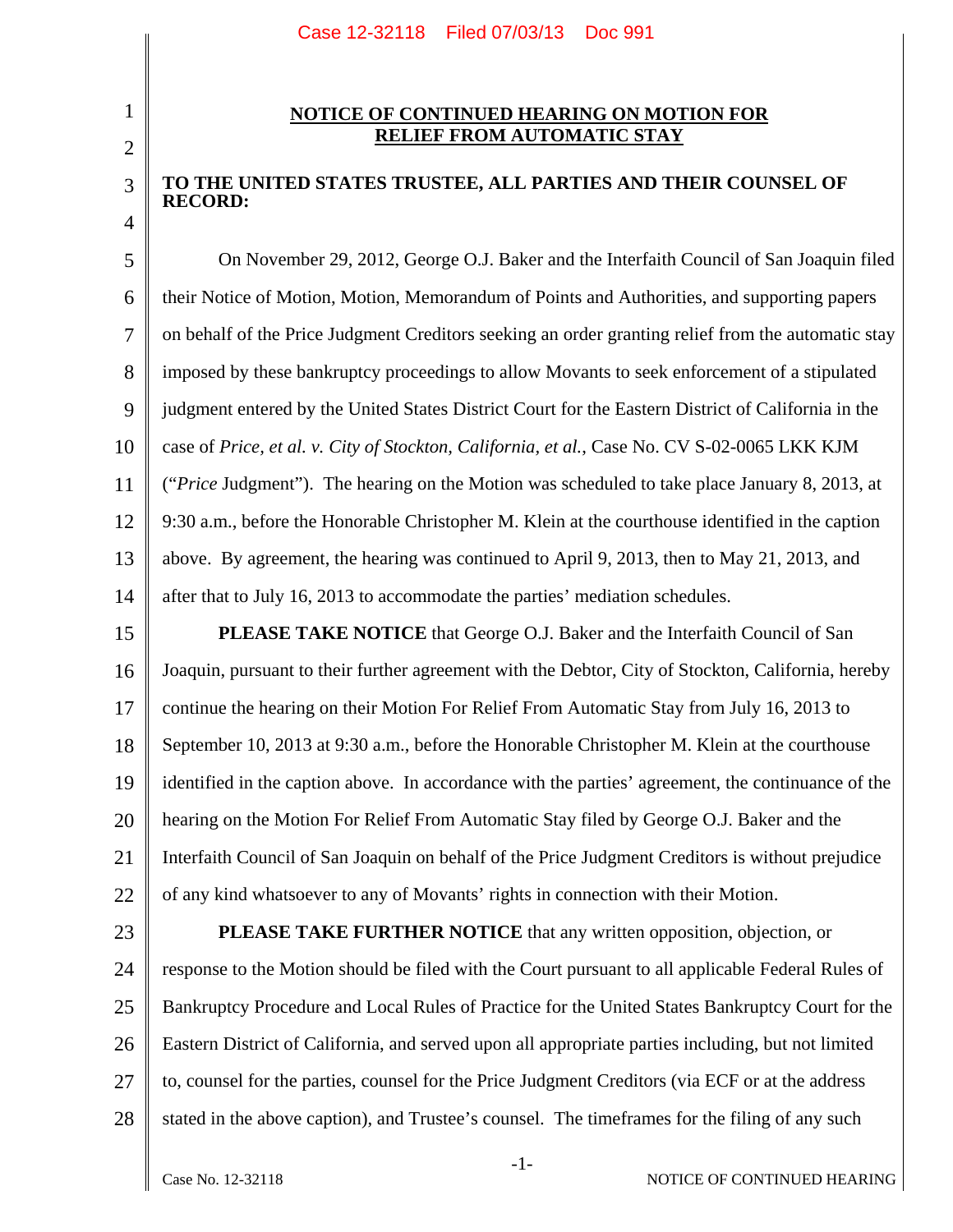# NOTICE OF CONTINUED HEARING ON MOTION FOR RELIEF FROM AUTOMATIC STAY

**TO THE UNITED STATES TRUSTEE, ALL PARTIES AND THEIR COUNSEL OF RECORD:**

On November 29, 2012, George O.J. Baker and the Interfaith Council of San Joaquin filed their Notice of Motion, Motion, Memorandum of Points and Authorities, and supporting papers on behalf of the Price Judgment Creditors seeking an order granting relief from the automatic stay imposed by these bankruptcy proceedings to allow Movants to seek enforcement of a stipulated judgment entered by the United States District Court for the Eastern District of California in the case of *Price, et al. v. City of Stockton, California, et al.*, Case No. CV S-02-0065 LKK KJM ("*Price* Judgment"). The hearing on the Motion was scheduled to take place January 8, 2013, at 9:30 a.m., before the Honorable Christopher M. Klein at the courthouse identified in the caption above. By agreement, the hearing was continued to April 9, 2013, then to May 21, 2013, and after that to July 16, 2013 to accommodate the parties' mediation schedules.

**PLEASE TAKE NOTICE** that George O.J. Baker and the Interfaith Council of San Joaquin, pursuant to their further agreement with the Debtor, City of Stockton, California, hereby continue the hearing on their Motion For Relief From Automatic Stay from July 16, 2013 to September 10, 2013 at 9:30 a.m., before the Honorable Christopher M. Klein at the courthouse identified in the caption above. In accordance with the parties' agreement, the continuance of the hearing on the Motion For Relief From Automatic Stay filed by George O.J. Baker and the Interfaith Council of San Joaquin on behalf of the Price Judgment Creditors is without prejudice of any kind whatsoever to any of Movants' rights in connection with their Motion.

**PLEASE TAKE FURTHER NOTICE** that any written opposition, objection, or response to the Motion should be filed with the Court pursuant to all applicable Federal Rules of Bankruptcy Procedure and Local Rules of Practice for the United States Bankruptcy Court for the Eastern District of California, and served upon all appropriate parties including, but not limited to, counsel for the parties, counsel for the Price Judgment Creditors (via ECF or at the address stated in the above caption), and Trustee's counsel. The timeframes for the filing of any such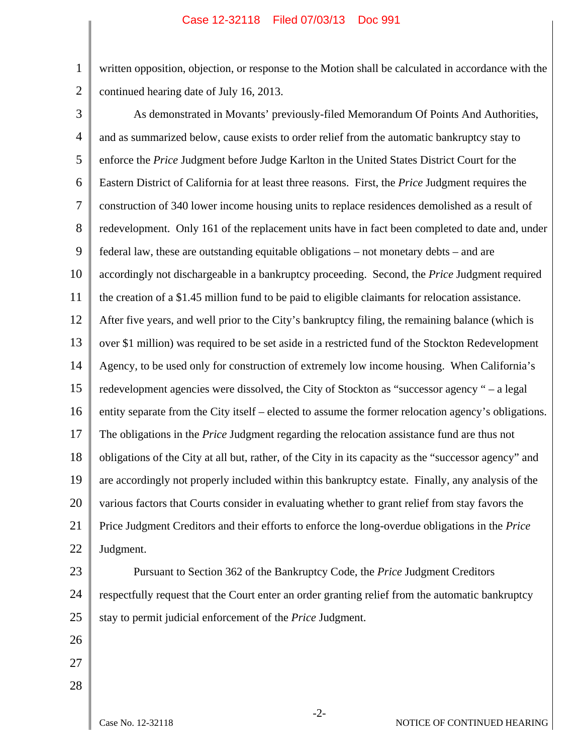written opposition, objection, or response to the Motion shall be calculated in accordance with the continued hearing date of July 16, 2013.

As demonstrated in Movants' previously-filed Memorandum Of Points And Authorities, and as summarized below, cause exists to order relief from the automatic bankruptcy stay to enforce the *Price* Judgment before Judge Karlton in the United States District Court for the Eastern District of California for at least three reasons. First, the *Price* Judgment requires the construction of 340 lower income housing units to replace residences demolished as a result of redevelopment. Only 161 of the replacement units have in fact been completed to date and, under federal law, these are outstanding equitable obligations – not monetary debts – and are accordingly not dischargeable in a bankruptcy proceeding. Second, the *Price* Judgment required the creation of a $1.45 million fund to be paid to eligible claimants for relocation assistance. After five years, and well prior to the City's bankruptcy filing, the remaining balance (which is over $1 million) was required to be set aside in a restricted fund of the Stockton Redevelopment Agency, to be used only for construction of extremely low income housing. When California's redevelopment agencies were dissolved, the City of Stockton as "successor agency " – a legal entity separate from the City itself – elected to assume the former relocation agency's obligations. The obligations in the *Price* Judgment regarding the relocation assistance fund are thus not obligations of the City at all but, rather, of the City in its capacity as the "successor agency" and are accordingly not properly included within this bankruptcy estate. Finally, any analysis of the various factors that Courts consider in evaluating whether to grant relief from stay favors the Price Judgment Creditors and their efforts to enforce the long-overdue obligations in the *Price* Judgment.

Pursuant to Section 362 of the Bankruptcy Code, the *Price* Judgment Creditors respectfully request that the Court enter an order granting relief from the automatic bankruptcy stay to permit judicial enforcement of the *Price* Judgment.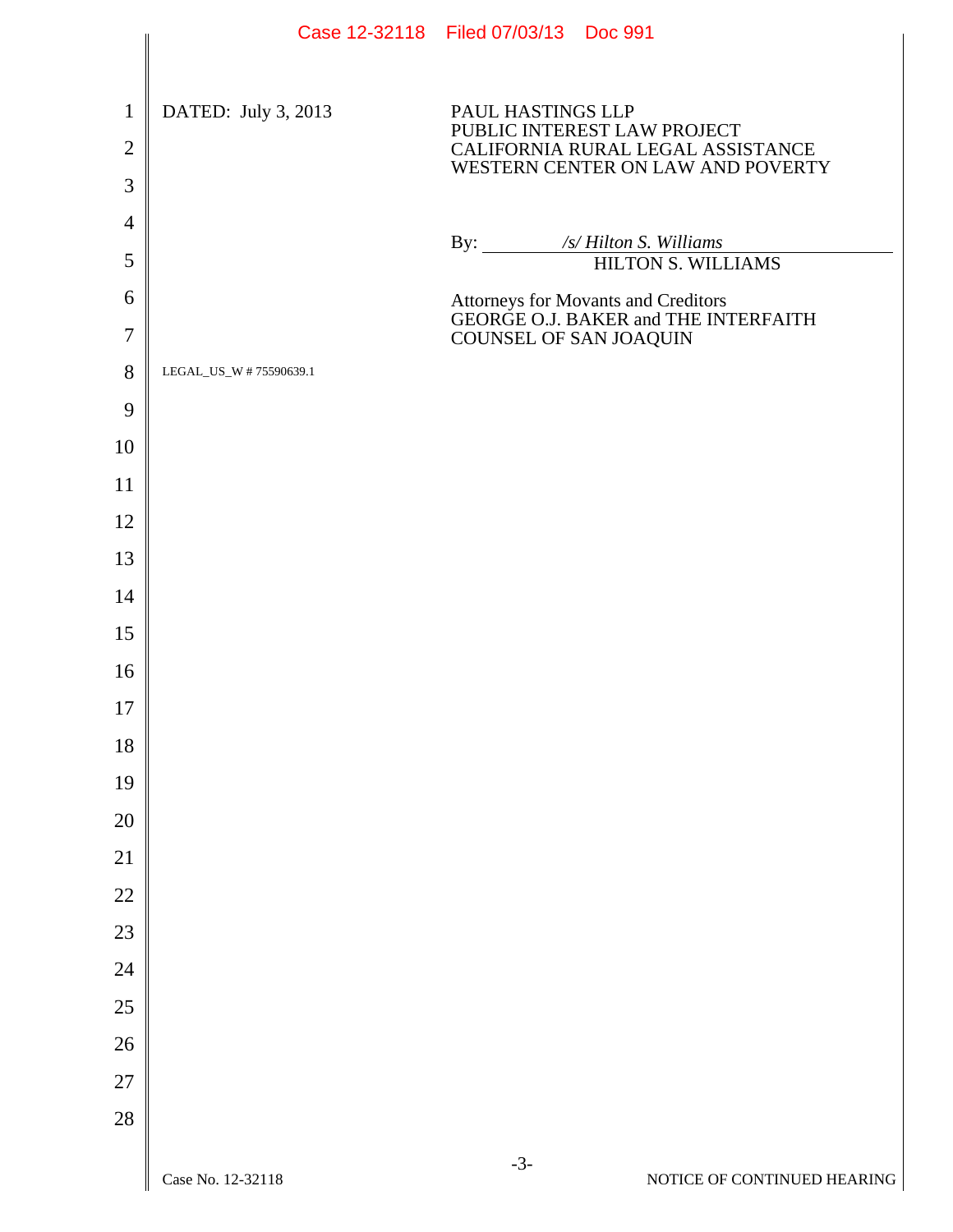DATED: July 3, 2013

PAUL HASTINGS LLP
PUBLIC INTEREST LAW PROJECT
CALIFORNIA RURAL LEGAL ASSISTANCE
WESTERN CENTER ON LAW AND POVERTY

By: *_/s/ Hilton S. Williams_*
HILTON S. WILLIAMS

Attorneys for Movants and Creditors
GEORGE O.J. BAKER and THE INTERFAITH
COUNSEL OF SAN JOAQUIN

LEGAL_US_W # 75590639.1